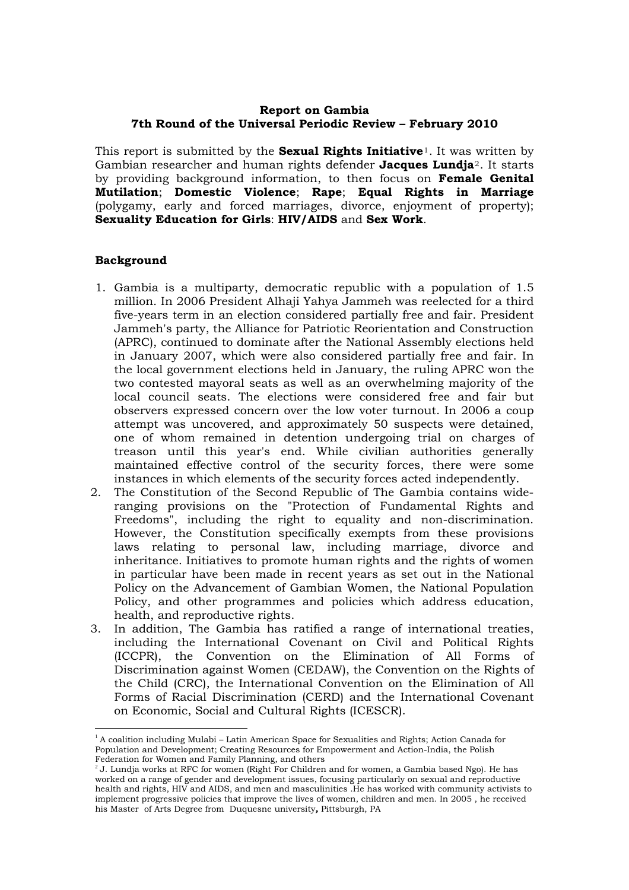**Report on Gambia**
**7th Round of the Universal Periodic Review – February 2010**

This report is submitted by the **Sexual Rights Initiative**[1]. It was written by Gambian researcher and human rights defender **Jacques Lundja**[2]. It starts by providing background information, to then focus on **Female Genital Mutilation**; **Domestic Violence**; **Rape**; **Equal Rights in Marriage** (polygamy, early and forced marriages, divorce, enjoyment of property); **Sexuality Education for Girls**: **HIV/AIDS** and **Sex Work**.

**Background**

1. Gambia is a multiparty, democratic republic with a population of 1.5 million. In 2006 President Alhaji Yahya Jammeh was reelected for a third five-years term in an election considered partially free and fair. President Jammeh's party, the Alliance for Patriotic Reorientation and Construction (APRC), continued to dominate after the National Assembly elections held in January 2007, which were also considered partially free and fair. In the local government elections held in January, the ruling APRC won the two contested mayoral seats as well as an overwhelming majority of the local council seats. The elections were considered free and fair but observers expressed concern over the low voter turnout. In 2006 a coup attempt was uncovered, and approximately 50 suspects were detained, one of whom remained in detention undergoing trial on charges of treason until this year's end. While civilian authorities generally maintained effective control of the security forces, there were some instances in which elements of the security forces acted independently.
2. The Constitution of the Second Republic of The Gambia contains wide-ranging provisions on the "Protection of Fundamental Rights and Freedoms", including the right to equality and non-discrimination. However, the Constitution specifically exempts from these provisions laws relating to personal law, including marriage, divorce and inheritance. Initiatives to promote human rights and the rights of women in particular have been made in recent years as set out in the National Policy on the Advancement of Gambian Women, the National Population Policy, and other programmes and policies which address education, health, and reproductive rights.
3. In addition, The Gambia has ratified a range of international treaties, including the International Covenant on Civil and Political Rights (ICCPR), the Convention on the Elimination of All Forms of Discrimination against Women (CEDAW), the Convention on the Rights of the Child (CRC), the International Convention on the Elimination of All Forms of Racial Discrimination (CERD) and the International Covenant on Economic, Social and Cultural Rights (ICESCR).

---

[1] A coalition including Mulabi – Latin American Space for Sexualities and Rights; Action Canada for Population and Development; Creating Resources for Empowerment and Action-India, the Polish Federation for Women and Family Planning, and others

[2] J. Lundja works at RFC for women (Right For Children and for women, a Gambia based Ngo). He has worked on a range of gender and development issues, focusing particularly on sexual and reproductive health and rights, HIV and AIDS, and men and masculinities .He has worked with community activists to implement progressive policies that improve the lives of women, children and men. In 2005 , he received his Master of Arts Degree from Duquesne university**,** Pittsburgh, PA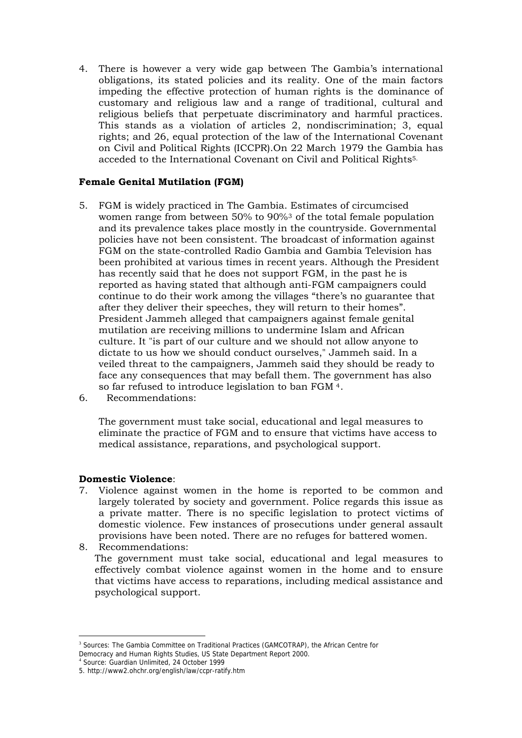4. There is however a very wide gap between The Gambia's international obligations, its stated policies and its reality. One of the main factors impeding the effective protection of human rights is the dominance of customary and religious law and a range of traditional, cultural and religious beliefs that perpetuate discriminatory and harmful practices. This stands as a violation of articles 2, nondiscrimination; 3, equal rights; and 26, equal protection of the law of the International Covenant on Civil and Political Rights (ICCPR).On 22 March 1979 the Gambia has acceded to the International Covenant on Civil and Political Rights[5.]

**Female Genital Mutilation (FGM)**

5. FGM is widely practiced in The Gambia. Estimates of circumcised women range from between 50% to 90%[3] of the total female population and its prevalence takes place mostly in the countryside. Governmental policies have not been consistent. The broadcast of information against FGM on the state-controlled Radio Gambia and Gambia Television has been prohibited at various times in recent years. Although the President has recently said that he does not support FGM, in the past he is reported as having stated that although anti-FGM campaigners could continue to do their work among the villages "there's no guarantee that after they deliver their speeches, they will return to their homes". President Jammeh alleged that campaigners against female genital mutilation are receiving millions to undermine Islam and African culture. It "is part of our culture and we should not allow anyone to dictate to us how we should conduct ourselves," Jammeh said. In a veiled threat to the campaigners, Jammeh said they should be ready to face any consequences that may befall them. The government has also so far refused to introduce legislation to ban FGM [4].
6. Recommendations:

   The government must take social, educational and legal measures to eliminate the practice of FGM and to ensure that victims have access to medical assistance, reparations, and psychological support.

**Domestic Violence**:

7. Violence against women in the home is reported to be common and largely tolerated by society and government. Police regards this issue as a private matter. There is no specific legislation to protect victims of domestic violence. Few instances of prosecutions under general assault provisions have been noted. There are no refuges for battered women.
8. Recommendations:

   The government must take social, educational and legal measures to effectively combat violence against women in the home and to ensure that victims have access to reparations, including medical assistance and psychological support.

---

[3] Sources: The Gambia Committee on Traditional Practices (GAMCOTRAP), the African Centre for Democracy and Human Rights Studies, US State Department Report 2000.

[4] Source: Guardian Unlimited, 24 October 1999

5. http://www2.ohchr.org/english/law/ccpr-ratify.htm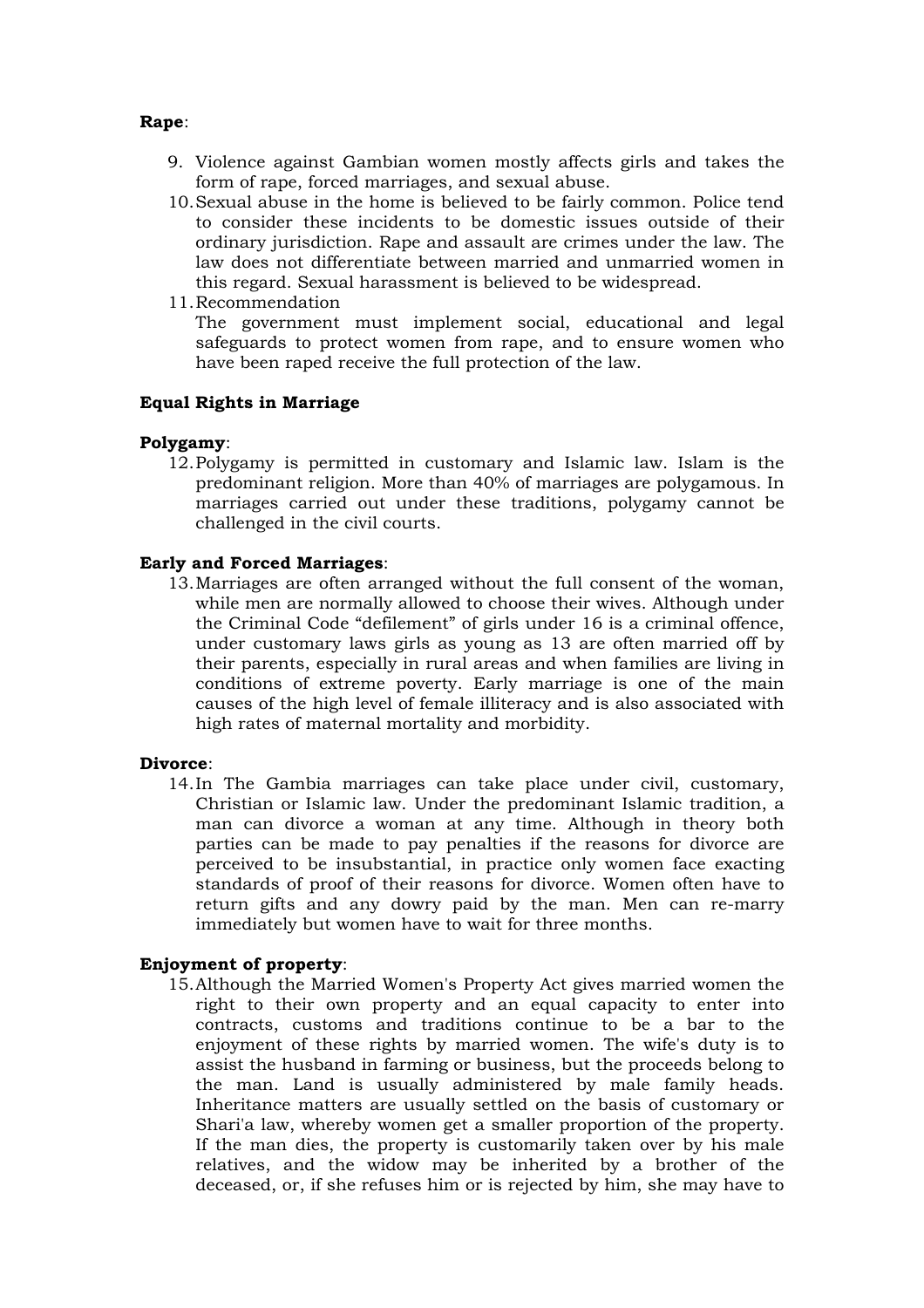**Rape**:

9. Violence against Gambian women mostly affects girls and takes the form of rape, forced marriages, and sexual abuse.
10. Sexual abuse in the home is believed to be fairly common. Police tend to consider these incidents to be domestic issues outside of their ordinary jurisdiction. Rape and assault are crimes under the law. The law does not differentiate between married and unmarried women in this regard. Sexual harassment is believed to be widespread.
11. Recommendation
    The government must implement social, educational and legal safeguards to protect women from rape, and to ensure women who have been raped receive the full protection of the law.

**Equal Rights in Marriage**

**Polygamy**:

12. Polygamy is permitted in customary and Islamic law. Islam is the predominant religion. More than 40% of marriages are polygamous. In marriages carried out under these traditions, polygamy cannot be challenged in the civil courts.

**Early and Forced Marriages**:

13. Marriages are often arranged without the full consent of the woman, while men are normally allowed to choose their wives. Although under the Criminal Code "defilement" of girls under 16 is a criminal offence, under customary laws girls as young as 13 are often married off by their parents, especially in rural areas and when families are living in conditions of extreme poverty. Early marriage is one of the main causes of the high level of female illiteracy and is also associated with high rates of maternal mortality and morbidity.

**Divorce**:

14. In The Gambia marriages can take place under civil, customary, Christian or Islamic law. Under the predominant Islamic tradition, a man can divorce a woman at any time. Although in theory both parties can be made to pay penalties if the reasons for divorce are perceived to be insubstantial, in practice only women face exacting standards of proof of their reasons for divorce. Women often have to return gifts and any dowry paid by the man. Men can re-marry immediately but women have to wait for three months.

**Enjoyment of property**:

15. Although the Married Women's Property Act gives married women the right to their own property and an equal capacity to enter into contracts, customs and traditions continue to be a bar to the enjoyment of these rights by married women. The wife's duty is to assist the husband in farming or business, but the proceeds belong to the man. Land is usually administered by male family heads. Inheritance matters are usually settled on the basis of customary or Shari'a law, whereby women get a smaller proportion of the property. If the man dies, the property is customarily taken over by his male relatives, and the widow may be inherited by a brother of the deceased, or, if she refuses him or is rejected by him, she may have to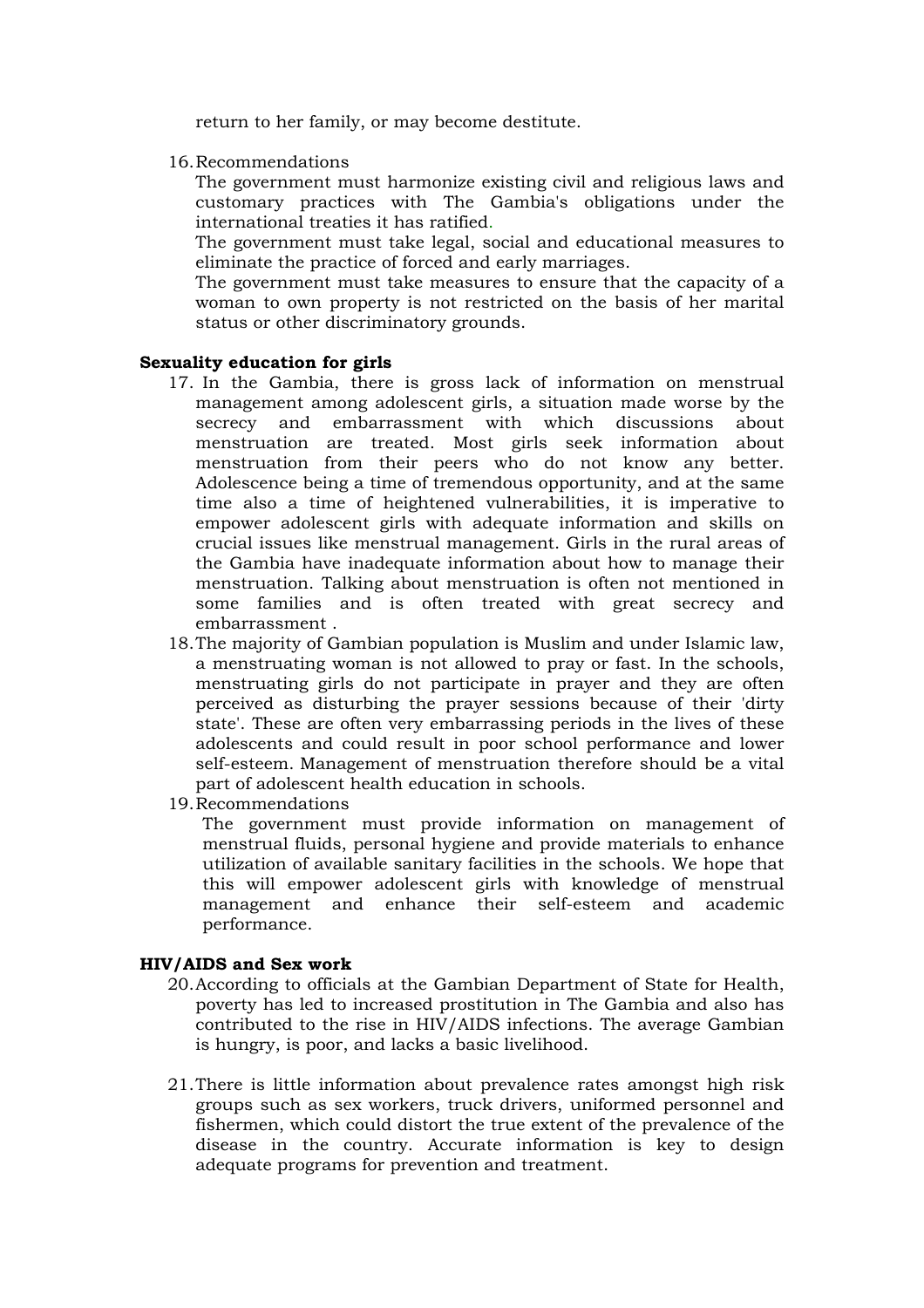return to her family, or may become destitute.

16. Recommendations

    The government must harmonize existing civil and religious laws and customary practices with The Gambia's obligations under the international treaties it has ratified.

    The government must take legal, social and educational measures to eliminate the practice of forced and early marriages.

    The government must take measures to ensure that the capacity of a woman to own property is not restricted on the basis of her marital status or other discriminatory grounds.

**Sexuality education for girls**

17. In the Gambia, there is gross lack of information on menstrual management among adolescent girls, a situation made worse by the secrecy and embarrassment with which discussions about menstruation are treated. Most girls seek information about menstruation from their peers who do not know any better. Adolescence being a time of tremendous opportunity, and at the same time also a time of heightened vulnerabilities, it is imperative to empower adolescent girls with adequate information and skills on crucial issues like menstrual management. Girls in the rural areas of the Gambia have inadequate information about how to manage their menstruation. Talking about menstruation is often not mentioned in some families and is often treated with great secrecy and embarrassment .
18. The majority of Gambian population is Muslim and under Islamic law, a menstruating woman is not allowed to pray or fast. In the schools, menstruating girls do not participate in prayer and they are often perceived as disturbing the prayer sessions because of their 'dirty state'. These are often very embarrassing periods in the lives of these adolescents and could result in poor school performance and lower self-esteem. Management of menstruation therefore should be a vital part of adolescent health education in schools.
19. Recommendations

    The government must provide information on management of menstrual fluids, personal hygiene and provide materials to enhance utilization of available sanitary facilities in the schools. We hope that this will empower adolescent girls with knowledge of menstrual management and enhance their self-esteem and academic performance.

**HIV/AIDS and Sex work**

20. According to officials at the Gambian Department of State for Health, poverty has led to increased prostitution in The Gambia and also has contributed to the rise in HIV/AIDS infections. The average Gambian is hungry, is poor, and lacks a basic livelihood.

21. There is little information about prevalence rates amongst high risk groups such as sex workers, truck drivers, uniformed personnel and fishermen, which could distort the true extent of the prevalence of the disease in the country. Accurate information is key to design adequate programs for prevention and treatment.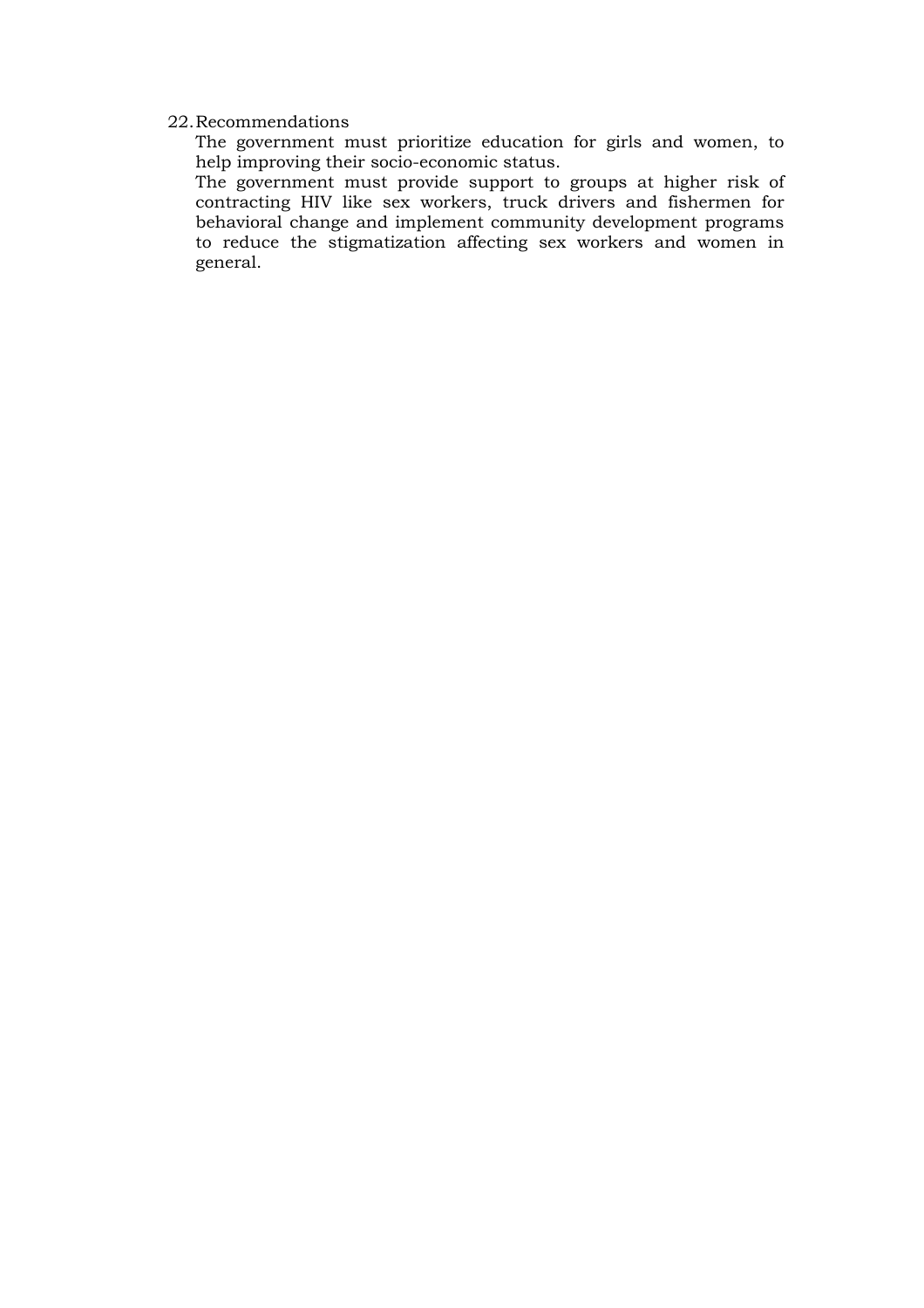22. Recommendations

The government must prioritize education for girls and women, to help improving their socio-economic status.

The government must provide support to groups at higher risk of contracting HIV like sex workers, truck drivers and fishermen for behavioral change and implement community development programs to reduce the stigmatization affecting sex workers and women in general.